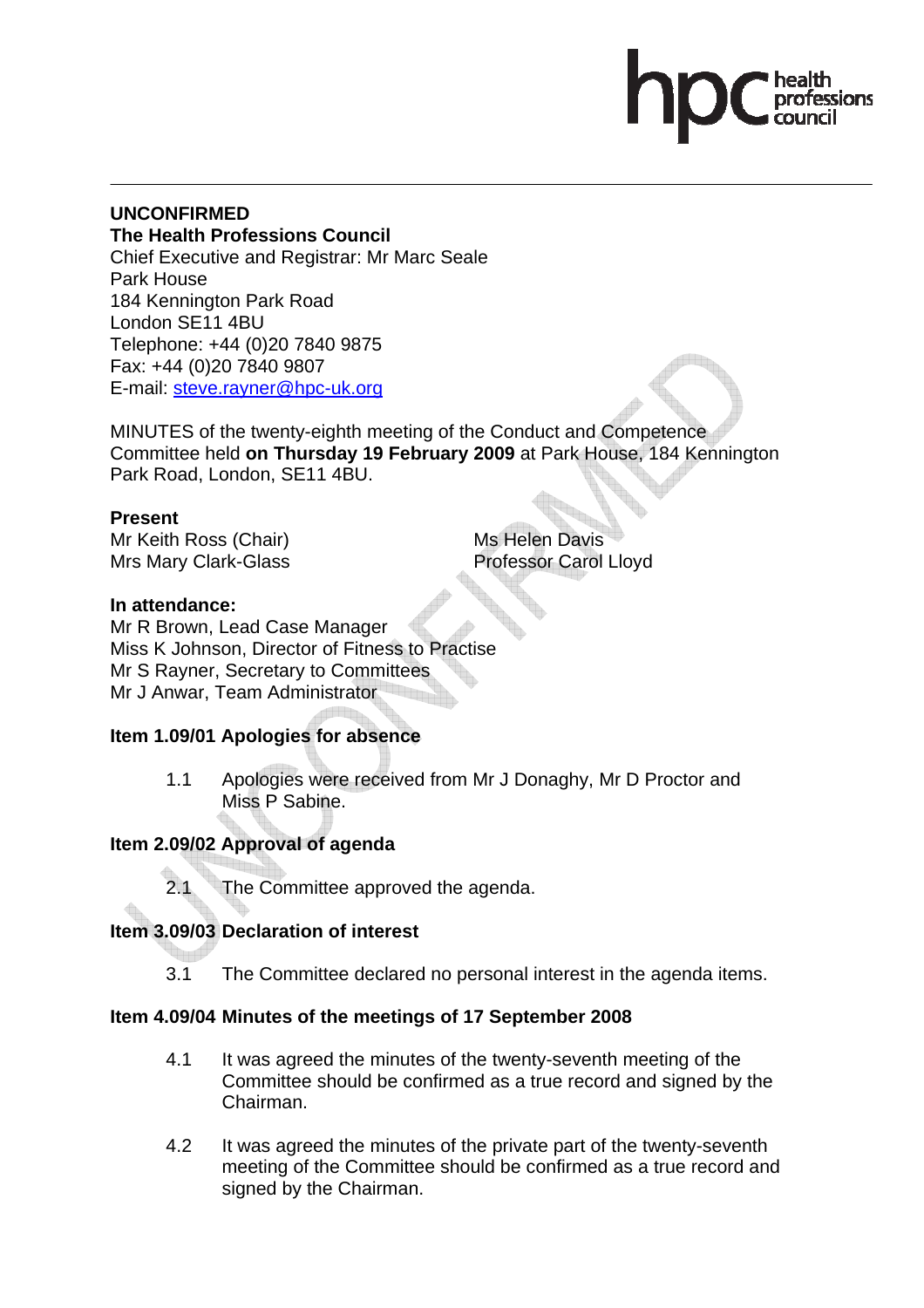**UNCONFIRMED**
**The Health Professions Council**
Chief Executive and Registrar: Mr Marc Seale
Park House
184 Kennington Park Road
London SE11 4BU
Telephone: +44 (0)20 7840 9875
Fax: +44 (0)20 7840 9807
E-mail: steve.rayner@hpc-uk.org

MINUTES of the twenty-eighth meeting of the Conduct and Competence Committee held **on Thursday 19 February 2009** at Park House, 184 Kennington Park Road, London, SE11 4BU.

**Present**
Mr Keith Ross (Chair)
Mrs Mary Clark-Glass
Ms Helen Davis
Professor Carol Lloyd

**In attendance:**
Mr R Brown, Lead Case Manager
Miss K Johnson, Director of Fitness to Practise
Mr S Rayner, Secretary to Committees
Mr J Anwar, Team Administrator

**Item 1.09/01 Apologies for absence**

1.1 Apologies were received from Mr J Donaghy, Mr D Proctor and Miss P Sabine.

**Item 2.09/02 Approval of agenda**

2.1 The Committee approved the agenda.

**Item 3.09/03 Declaration of interest**

3.1 The Committee declared no personal interest in the agenda items.

**Item 4.09/04 Minutes of the meetings of 17 September 2008**

4.1 It was agreed the minutes of the twenty-seventh meeting of the Committee should be confirmed as a true record and signed by the Chairman.

4.2 It was agreed the minutes of the private part of the twenty-seventh meeting of the Committee should be confirmed as a true record and signed by the Chairman.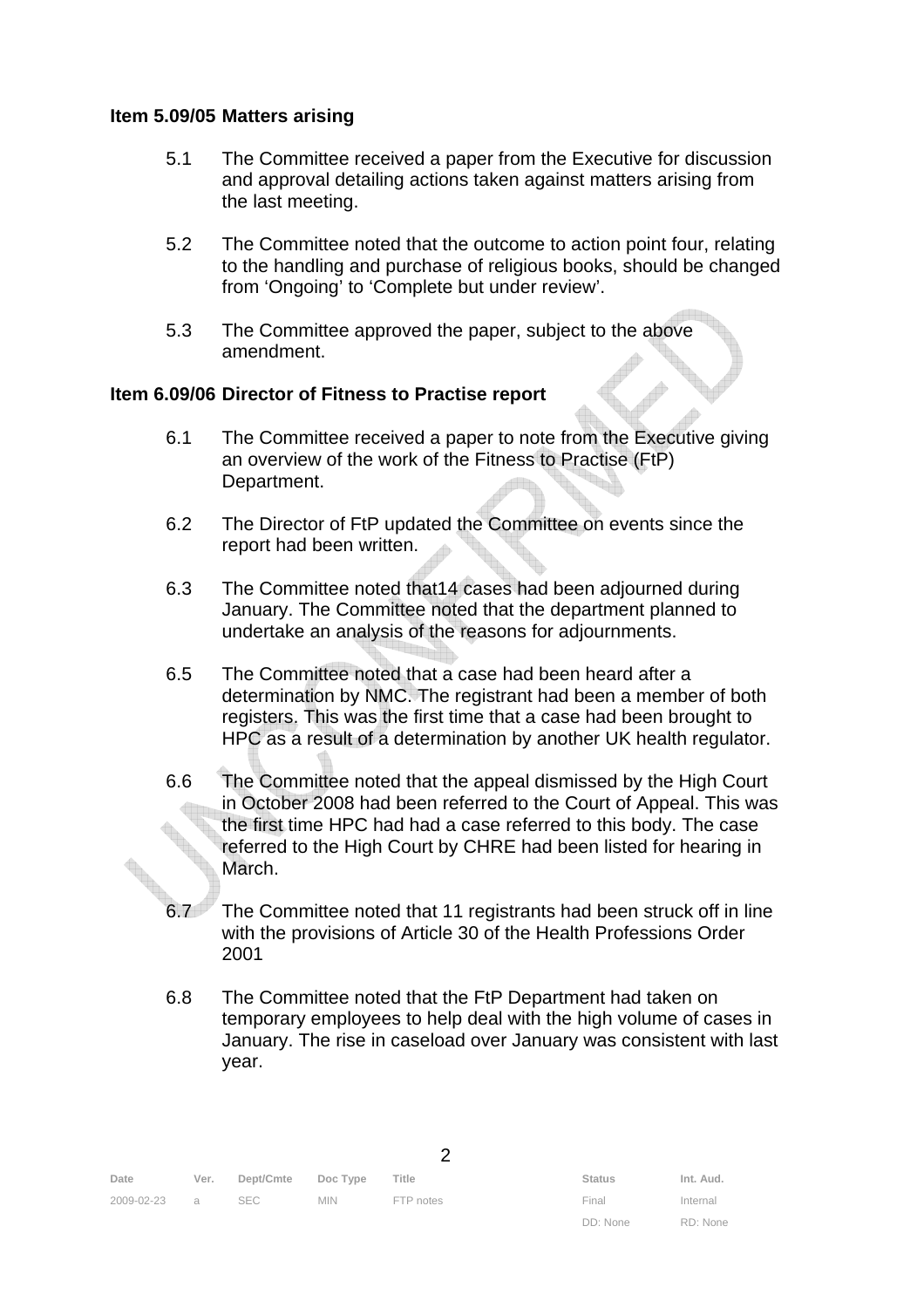**Item 5.09/05 Matters arising**

5.1 The Committee received a paper from the Executive for discussion and approval detailing actions taken against matters arising from the last meeting.

5.2 The Committee noted that the outcome to action point four, relating to the handling and purchase of religious books, should be changed from 'Ongoing' to 'Complete but under review'.

5.3 The Committee approved the paper, subject to the above amendment.

**Item 6.09/06 Director of Fitness to Practise report**

6.1 The Committee received a paper to note from the Executive giving an overview of the work of the Fitness to Practise (FtP) Department.

6.2 The Director of FtP updated the Committee on events since the report had been written.

6.3 The Committee noted that14 cases had been adjourned during January. The Committee noted that the department planned to undertake an analysis of the reasons for adjournments.

6.5 The Committee noted that a case had been heard after a determination by NMC. The registrant had been a member of both registers. This was the first time that a case had been brought to HPC as a result of a determination by another UK health regulator.

6.6 The Committee noted that the appeal dismissed by the High Court in October 2008 had been referred to the Court of Appeal. This was the first time HPC had had a case referred to this body. The case referred to the High Court by CHRE had been listed for hearing in March.

6.7 The Committee noted that 11 registrants had been struck off in line with the provisions of Article 30 of the Health Professions Order 2001

6.8 The Committee noted that the FtP Department had taken on temporary employees to help deal with the high volume of cases in January. The rise in caseload over January was consistent with last year.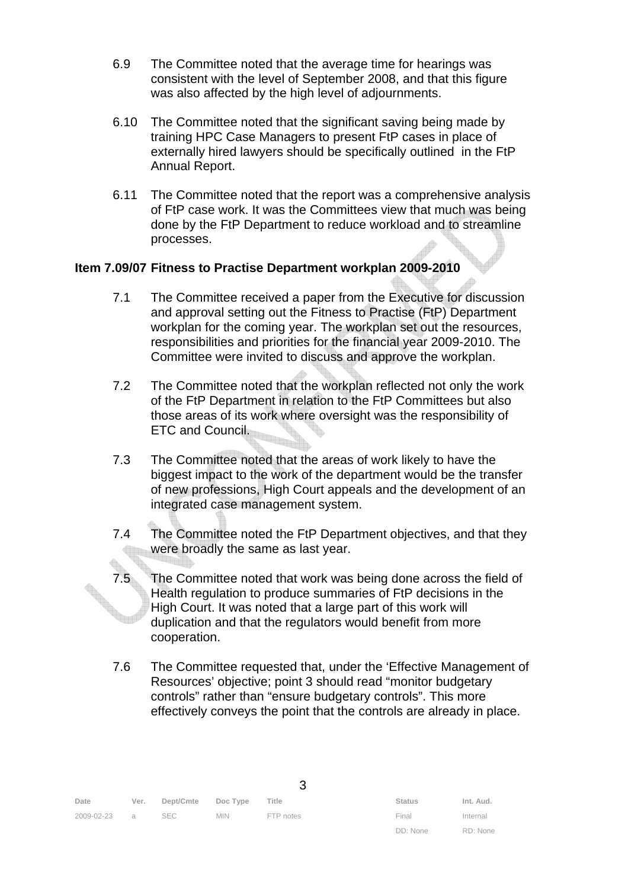6.9 The Committee noted that the average time for hearings was consistent with the level of September 2008, and that this figure was also affected by the high level of adjournments.

6.10 The Committee noted that the significant saving being made by training HPC Case Managers to present FtP cases in place of externally hired lawyers should be specifically outlined in the FtP Annual Report.

6.11 The Committee noted that the report was a comprehensive analysis of FtP case work. It was the Committees view that much was being done by the FtP Department to reduce workload and to streamline processes.

**Item 7.09/07 Fitness to Practise Department workplan 2009-2010**

7.1 The Committee received a paper from the Executive for discussion and approval setting out the Fitness to Practise (FtP) Department workplan for the coming year. The workplan set out the resources, responsibilities and priorities for the financial year 2009-2010. The Committee were invited to discuss and approve the workplan.

7.2 The Committee noted that the workplan reflected not only the work of the FtP Department in relation to the FtP Committees but also those areas of its work where oversight was the responsibility of ETC and Council.

7.3 The Committee noted that the areas of work likely to have the biggest impact to the work of the department would be the transfer of new professions, High Court appeals and the development of an integrated case management system.

7.4 The Committee noted the FtP Department objectives, and that they were broadly the same as last year.

7.5 The Committee noted that work was being done across the field of Health regulation to produce summaries of FtP decisions in the High Court. It was noted that a large part of this work will duplication and that the regulators would benefit from more cooperation.

7.6 The Committee requested that, under the 'Effective Management of Resources' objective; point 3 should read "monitor budgetary controls" rather than "ensure budgetary controls". This more effectively conveys the point that the controls are already in place.

| Date | Ver. | Dept/Cmte | Doc Type | Title | Status | Int. Aud. |
|---|---|---|---|---|---|---|
| 2009-02-23 | a | SEC | MIN | FTP notes | Final | Internal |
| | | | | | DD: None | RD: None |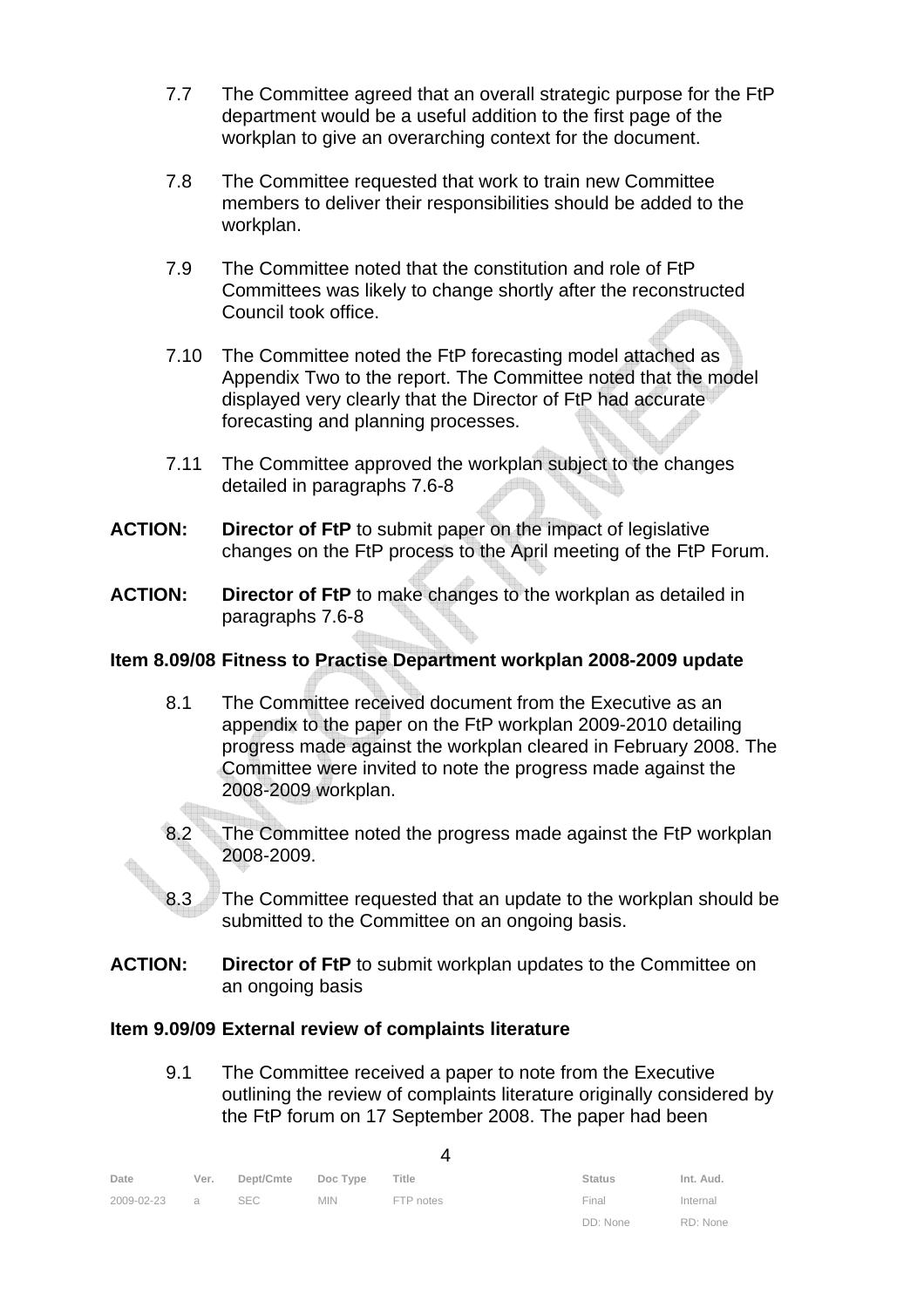7.7 The Committee agreed that an overall strategic purpose for the FtP department would be a useful addition to the first page of the workplan to give an overarching context for the document.

7.8 The Committee requested that work to train new Committee members to deliver their responsibilities should be added to the workplan.

7.9 The Committee noted that the constitution and role of FtP Committees was likely to change shortly after the reconstructed Council took office.

7.10 The Committee noted the FtP forecasting model attached as Appendix Two to the report. The Committee noted that the model displayed very clearly that the Director of FtP had accurate forecasting and planning processes.

7.11 The Committee approved the workplan subject to the changes detailed in paragraphs 7.6-8

**ACTION:** **Director of FtP** to submit paper on the impact of legislative changes on the FtP process to the April meeting of the FtP Forum.

**ACTION:** **Director of FtP** to make changes to the workplan as detailed in paragraphs 7.6-8

**Item 8.09/08 Fitness to Practise Department workplan 2008-2009 update**

8.1 The Committee received document from the Executive as an appendix to the paper on the FtP workplan 2009-2010 detailing progress made against the workplan cleared in February 2008. The Committee were invited to note the progress made against the 2008-2009 workplan.

8.2 The Committee noted the progress made against the FtP workplan 2008-2009.

8.3 The Committee requested that an update to the workplan should be submitted to the Committee on an ongoing basis.

**ACTION:** **Director of FtP** to submit workplan updates to the Committee on an ongoing basis

**Item 9.09/09 External review of complaints literature**

9.1 The Committee received a paper to note from the Executive outlining the review of complaints literature originally considered by the FtP forum on 17 September 2008. The paper had been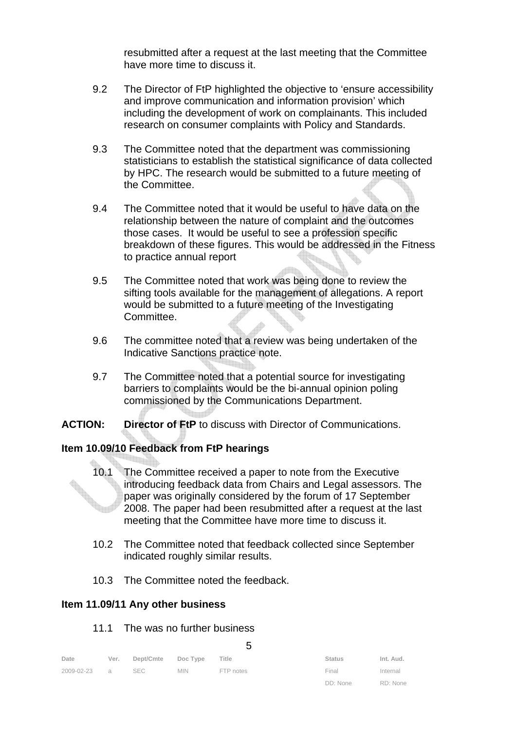resubmitted after a request at the last meeting that the Committee have more time to discuss it.

9.2 The Director of FtP highlighted the objective to 'ensure accessibility and improve communication and information provision' which including the development of work on complainants. This included research on consumer complaints with Policy and Standards.

9.3 The Committee noted that the department was commissioning statisticians to establish the statistical significance of data collected by HPC. The research would be submitted to a future meeting of the Committee.

9.4 The Committee noted that it would be useful to have data on the relationship between the nature of complaint and the outcomes those cases. It would be useful to see a profession specific breakdown of these figures. This would be addressed in the Fitness to practice annual report

9.5 The Committee noted that work was being done to review the sifting tools available for the management of allegations. A report would be submitted to a future meeting of the Investigating Committee.

9.6 The committee noted that a review was being undertaken of the Indicative Sanctions practice note.

9.7 The Committee noted that a potential source for investigating barriers to complaints would be the bi-annual opinion poling commissioned by the Communications Department.

**ACTION:** **Director of FtP** to discuss with Director of Communications.

**Item 10.09/10 Feedback from FtP hearings**

10.1 The Committee received a paper to note from the Executive introducing feedback data from Chairs and Legal assessors. The paper was originally considered by the forum of 17 September 2008. The paper had been resubmitted after a request at the last meeting that the Committee have more time to discuss it.

10.2 The Committee noted that feedback collected since September indicated roughly similar results.

10.3 The Committee noted the feedback.

**Item 11.09/11 Any other business**

11.1 The was no further business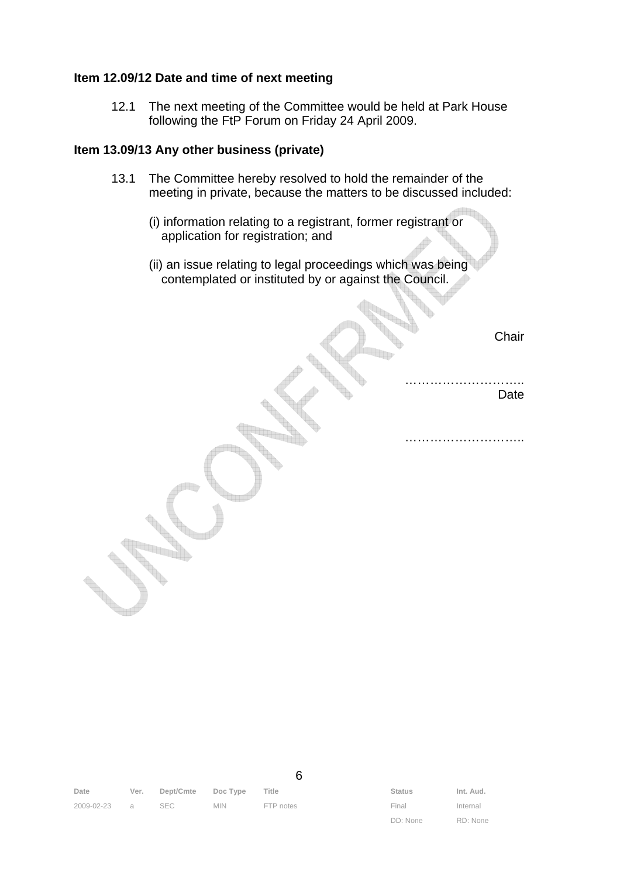**Item 12.09/12 Date and time of next meeting**

12.1 The next meeting of the Committee would be held at Park House following the FtP Forum on Friday 24 April 2009.

**Item 13.09/13 Any other business (private)**

13.1 The Committee hereby resolved to hold the remainder of the meeting in private, because the matters to be discussed included:

(i) information relating to a registrant, former registrant or application for registration; and

(ii) an issue relating to legal proceedings which was being contemplated or instituted by or against the Council.

Chair

………………………..

Date

………………………..

| Date | Ver. | Dept/Cmte | Doc Type | Title | Status | Int. Aud. |
|---|---|---|---|---|---|---|
| 2009-02-23 | a | SEC | MIN | FTP notes | Final | Internal |
| | | | | | DD: None | RD: None |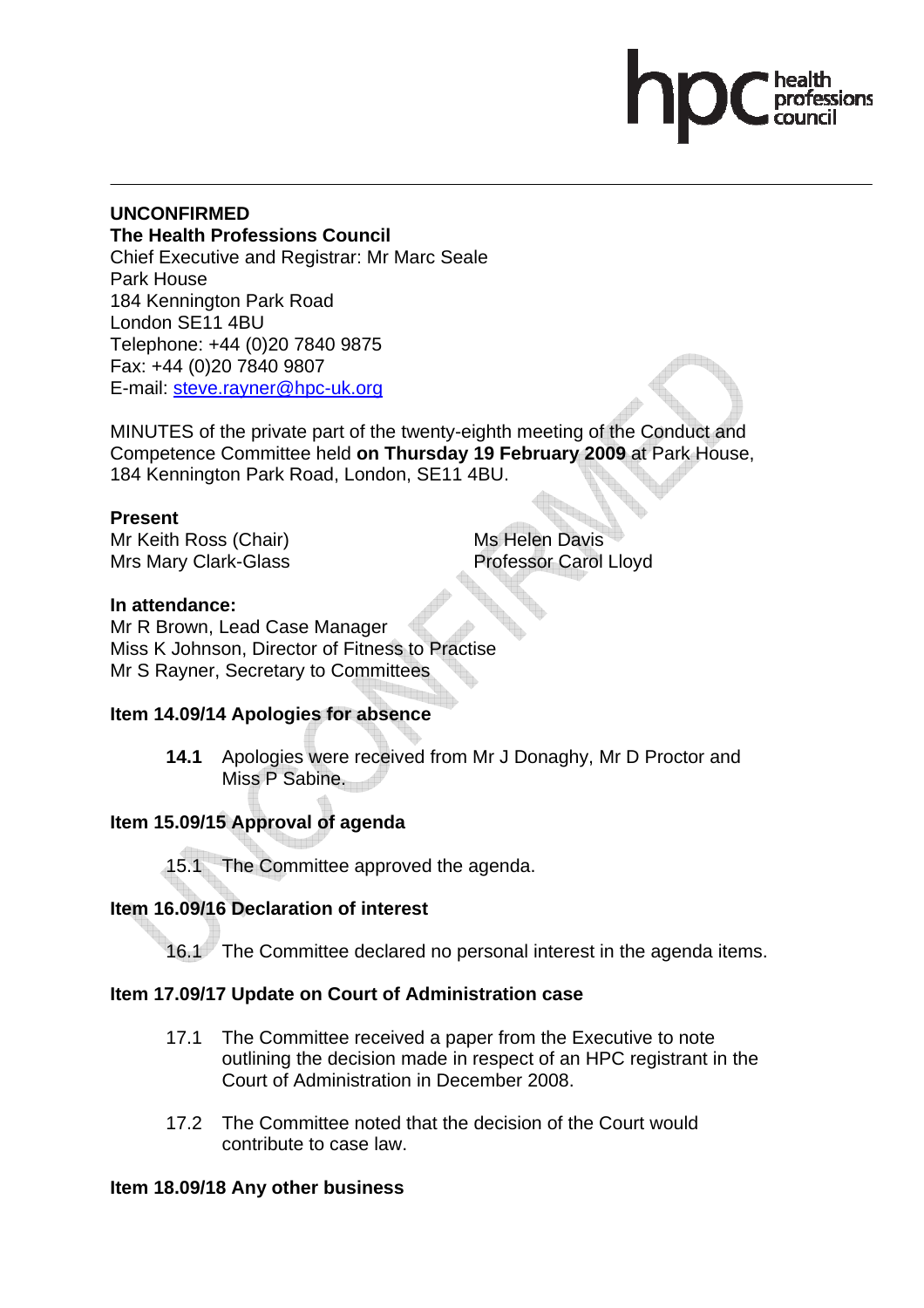**UNCONFIRMED**

**The Health Professions Council**

Chief Executive and Registrar: Mr Marc Seale
Park House
184 Kennington Park Road
London SE11 4BU
Telephone: +44 (0)20 7840 9875
Fax: +44 (0)20 7840 9807
E-mail: steve.rayner@hpc-uk.org

MINUTES of the private part of the twenty-eighth meeting of the Conduct and Competence Committee held **on Thursday 19 February 2009** at Park House, 184 Kennington Park Road, London, SE11 4BU.

**Present**

Mr Keith Ross (Chair)
Mrs Mary Clark-Glass
Ms Helen Davis
Professor Carol Lloyd

**In attendance:**

Mr R Brown, Lead Case Manager
Miss K Johnson, Director of Fitness to Practise
Mr S Rayner, Secretary to Committees

**Item 14.09/14 Apologies for absence**

**14.1** Apologies were received from Mr J Donaghy, Mr D Proctor and Miss P Sabine.

**Item 15.09/15 Approval of agenda**

15.1 The Committee approved the agenda.

**Item 16.09/16 Declaration of interest**

16.1 The Committee declared no personal interest in the agenda items.

**Item 17.09/17 Update on Court of Administration case**

17.1 The Committee received a paper from the Executive to note outlining the decision made in respect of an HPC registrant in the Court of Administration in December 2008.

17.2 The Committee noted that the decision of the Court would contribute to case law.

**Item 18.09/18 Any other business**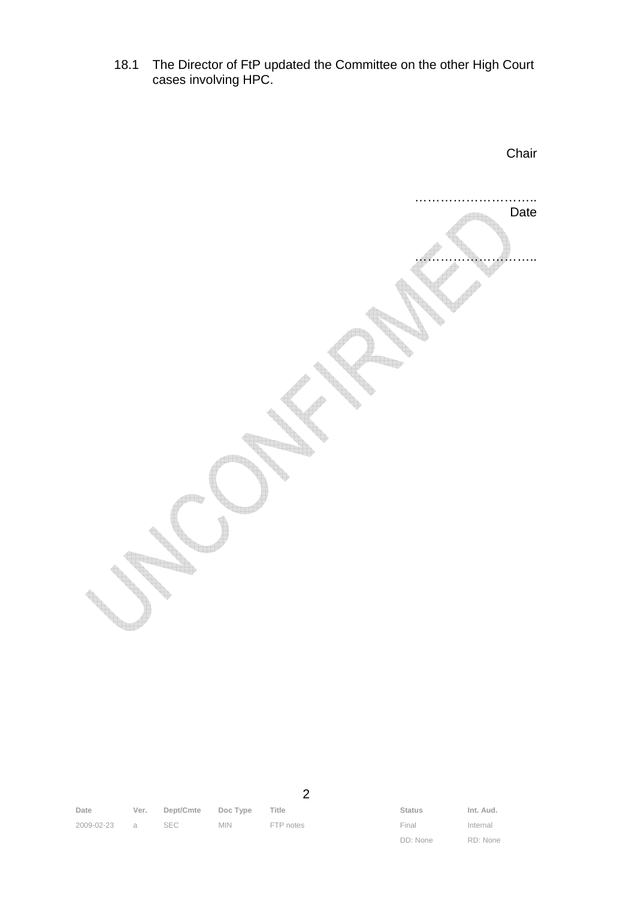18.1 The Director of FtP updated the Committee on the other High Court cases involving HPC.

Chair

………………………..

Date

………………………..